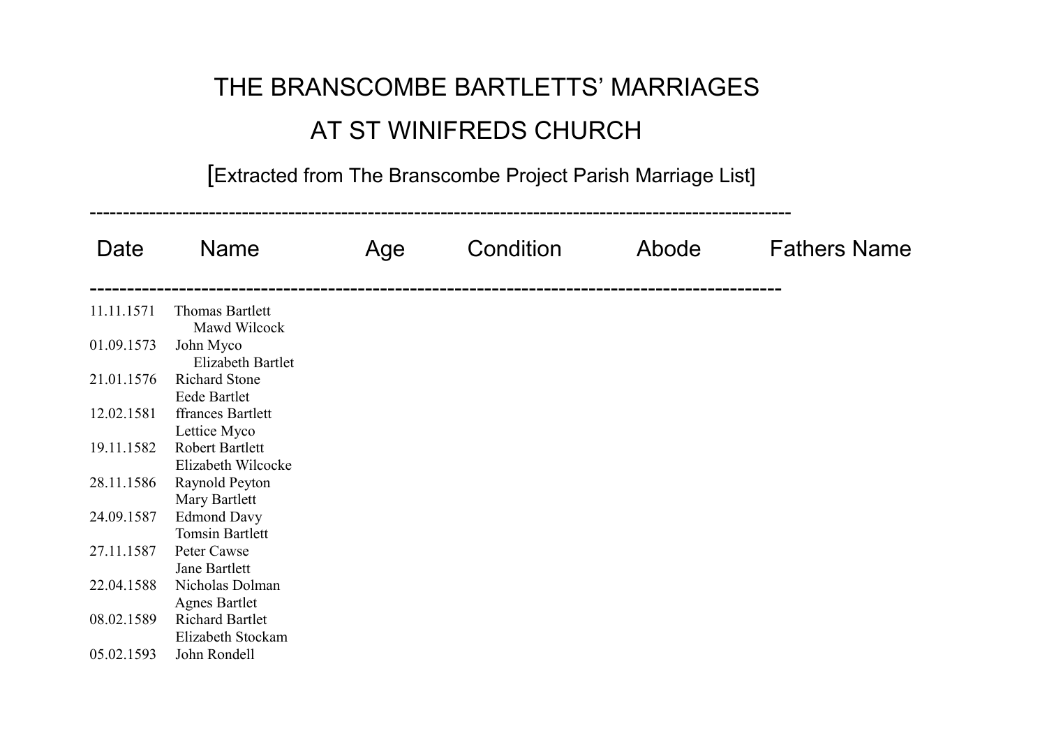# THE BRANSCOMBE BARTLETTS' MARRIAGES

# AT ST WINIFREDS CHURCH

[Extracted from The Branscombe Project Parish Marriage List]

| Date | Name | Age | Condition | Abode | Fathers Name |
|---|---|---|---|---|---|
| 11.11.1571 | Thomas Bartlett | | | | |
| | Mawd Wilcock | | | | |
| 01.09.1573 | John Myco | | | | |
| | Elizabeth Bartlet | | | | |
| 21.01.1576 | Richard Stone | | | | |
| | Eede Bartlet | | | | |
| 12.02.1581 | ffrances Bartlett | | | | |
| | Lettice Myco | | | | |
| 19.11.1582 | Robert Bartlett | | | | |
| | Elizabeth Wilcocke | | | | |
| 28.11.1586 | Raynold Peyton | | | | |
| | Mary Bartlett | | | | |
| 24.09.1587 | Edmond Davy | | | | |
| | Tomsin Bartlett | | | | |
| 27.11.1587 | Peter Cawse | | | | |
| | Jane Bartlett | | | | |
| 22.04.1588 | Nicholas Dolman | | | | |
| | Agnes Bartlet | | | | |
| 08.02.1589 | Richard Bartlet | | | | |
| | Elizabeth Stockam | | | | |
| 05.02.1593 | John Rondell | | | | |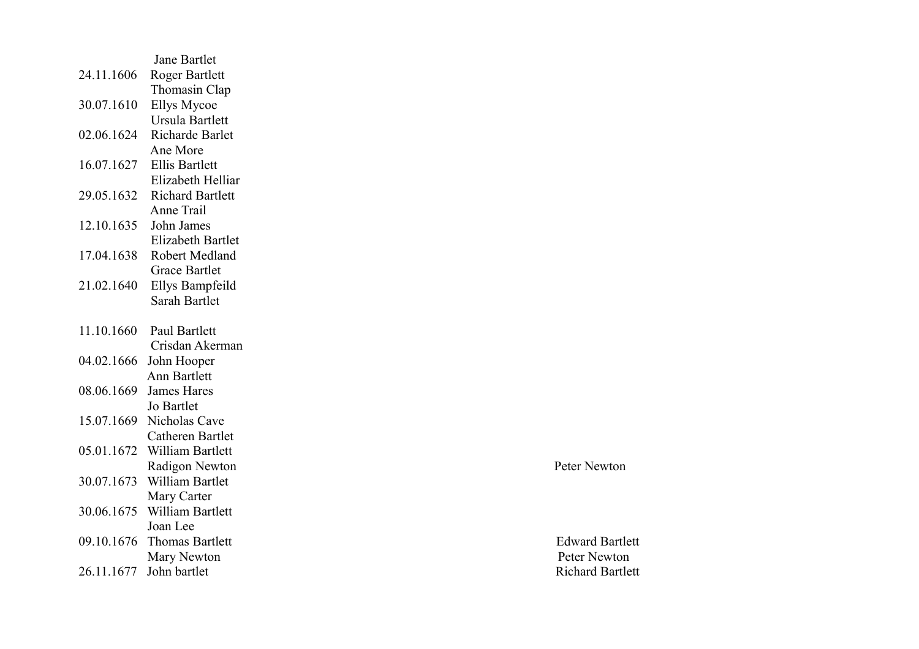| | | |
|---|---|---|
| | Jane Bartlet | |
| 24.11.1606 | Roger Bartlett | |
| | Thomasin Clap | |
| 30.07.1610 | Ellys Mycoe | |
| | Ursula Bartlett | |
| 02.06.1624 | Richarde Barlet | |
| | Ane More | |
| 16.07.1627 | Ellis Bartlett | |
| | Elizabeth Helliar | |
| 29.05.1632 | Richard Bartlett | |
| | Anne Trail | |
| 12.10.1635 | John James | |
| | Elizabeth Bartlet | |
| 17.04.1638 | Robert Medland | |
| | Grace Bartlet | |
| 21.02.1640 | Ellys Bampfeild | |
| | Sarah Bartlet | |
| | | |
| 11.10.1660 | Paul Bartlett | |
| | Crisdan Akerman | |
| 04.02.1666 | John Hooper | |
| | Ann Bartlett | |
| 08.06.1669 | James Hares | |
| | Jo Bartlet | |
| 15.07.1669 | Nicholas Cave | |
| | Catheren Bartlet | |
| 05.01.1672 | William Bartlett | |
| | Radigon Newton | Peter Newton |
| 30.07.1673 | William Bartlet | |
| | Mary Carter | |
| 30.06.1675 | William Bartlett | |
| | Joan Lee | |
| 09.10.1676 | Thomas Bartlett | Edward Bartlett |
| | Mary Newton | Peter Newton |
| 26.11.1677 | John bartlet | Richard Bartlett |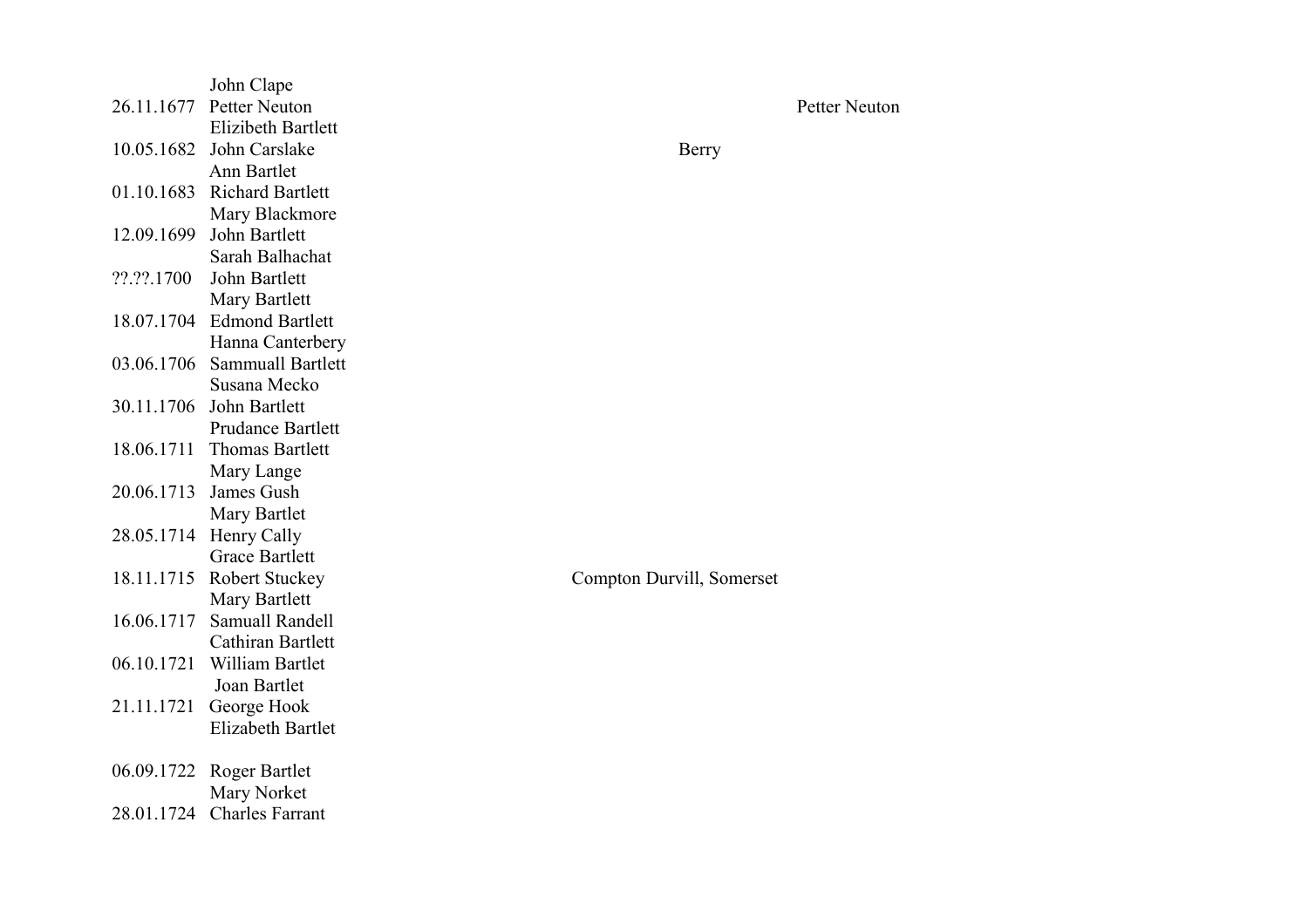| | | | |
|---|---|---|---|
| | John Clape | | |
| 26.11.1677 | Petter Neuton | | Petter Neuton |
| | Elizibeth Bartlett | | |
| 10.05.1682 | John Carslake | Berry | |
| | Ann Bartlet | | |
| 01.10.1683 | Richard Bartlett | | |
| | Mary Blackmore | | |
| 12.09.1699 | John Bartlett | | |
| | Sarah Balhachat | | |
| ??.??.1700 | John Bartlett | | |
| | Mary Bartlett | | |
| 18.07.1704 | Edmond Bartlett | | |
| | Hanna Canterbery | | |
| 03.06.1706 | Sammuall Bartlett | | |
| | Susana Mecko | | |
| 30.11.1706 | John Bartlett | | |
| | Prudance Bartlett | | |
| 18.06.1711 | Thomas Bartlett | | |
| | Mary Lange | | |
| 20.06.1713 | James Gush | | |
| | Mary Bartlet | | |
| 28.05.1714 | Henry Cally | | |
| | Grace Bartlett | | |
| 18.11.1715 | Robert Stuckey | Compton Durvill, Somerset | |
| | Mary Bartlett | | |
| 16.06.1717 | Samuall Randell | | |
| | Cathiran Bartlett | | |
| 06.10.1721 | William Bartlet | | |
| | Joan Bartlet | | |
| 21.11.1721 | George Hook | | |
| | Elizabeth Bartlet | | |
| 06.09.1722 | Roger Bartlet | | |
| | Mary Norket | | |
| 28.01.1724 | Charles Farrant | | |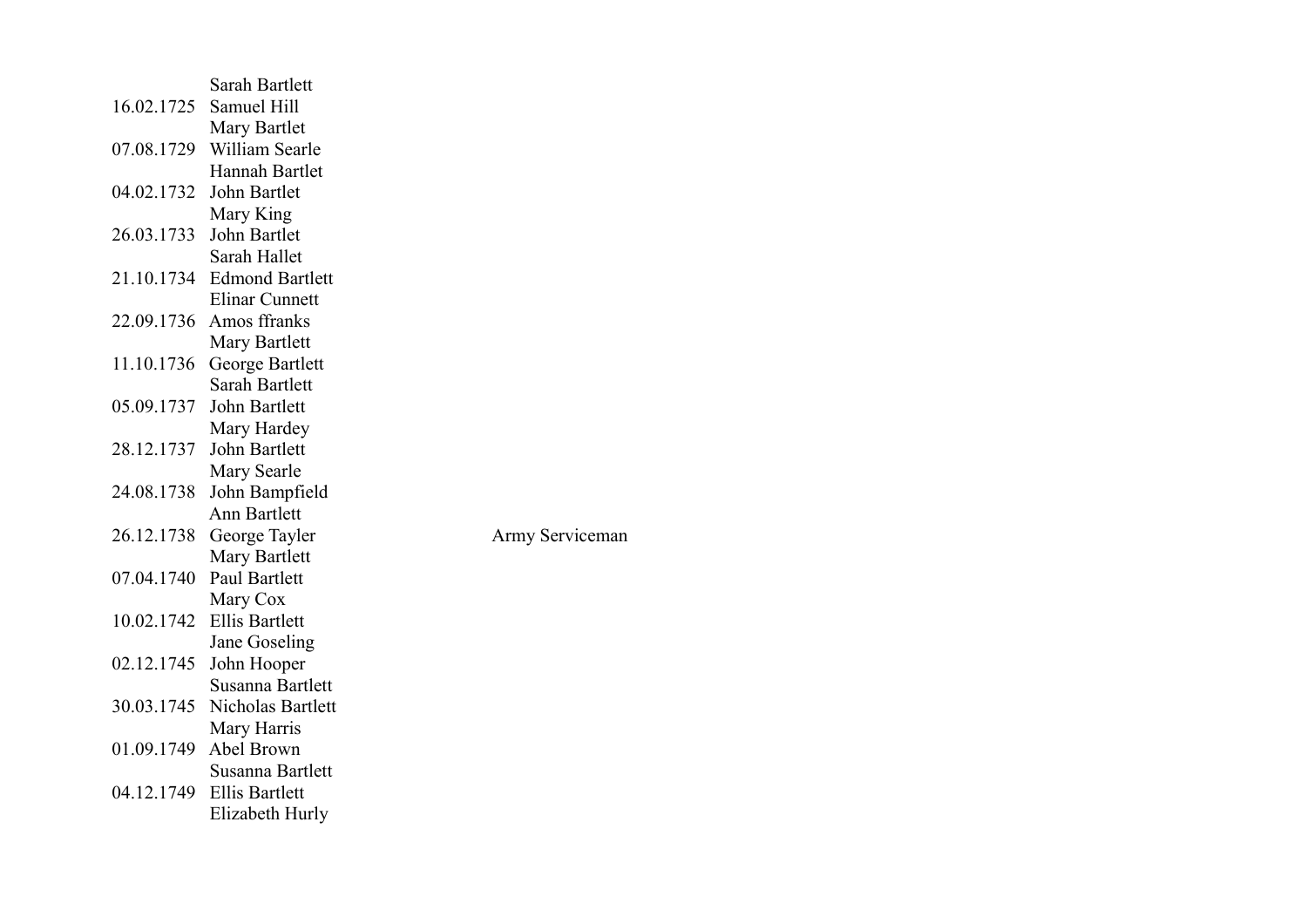| | | |
|---|---|---|
| | Sarah Bartlett | |
| 16.02.1725 | Samuel Hill | |
| | Mary Bartlet | |
| 07.08.1729 | William Searle | |
| | Hannah Bartlet | |
| 04.02.1732 | John Bartlet | |
| | Mary King | |
| 26.03.1733 | John Bartlet | |
| | Sarah Hallet | |
| 21.10.1734 | Edmond Bartlett | |
| | Elinar Cunnett | |
| 22.09.1736 | Amos ffranks | |
| | Mary Bartlett | |
| 11.10.1736 | George Bartlett | |
| | Sarah Bartlett | |
| 05.09.1737 | John Bartlett | |
| | Mary Hardey | |
| 28.12.1737 | John Bartlett | |
| | Mary Searle | |
| 24.08.1738 | John Bampfield | |
| | Ann Bartlett | |
| 26.12.1738 | George Tayler | Army Serviceman |
| | Mary Bartlett | |
| 07.04.1740 | Paul Bartlett | |
| | Mary Cox | |
| 10.02.1742 | Ellis Bartlett | |
| | Jane Goseling | |
| 02.12.1745 | John Hooper | |
| | Susanna Bartlett | |
| 30.03.1745 | Nicholas Bartlett | |
| | Mary Harris | |
| 01.09.1749 | Abel Brown | |
| | Susanna Bartlett | |
| 04.12.1749 | Ellis Bartlett | |
| | Elizabeth Hurly | |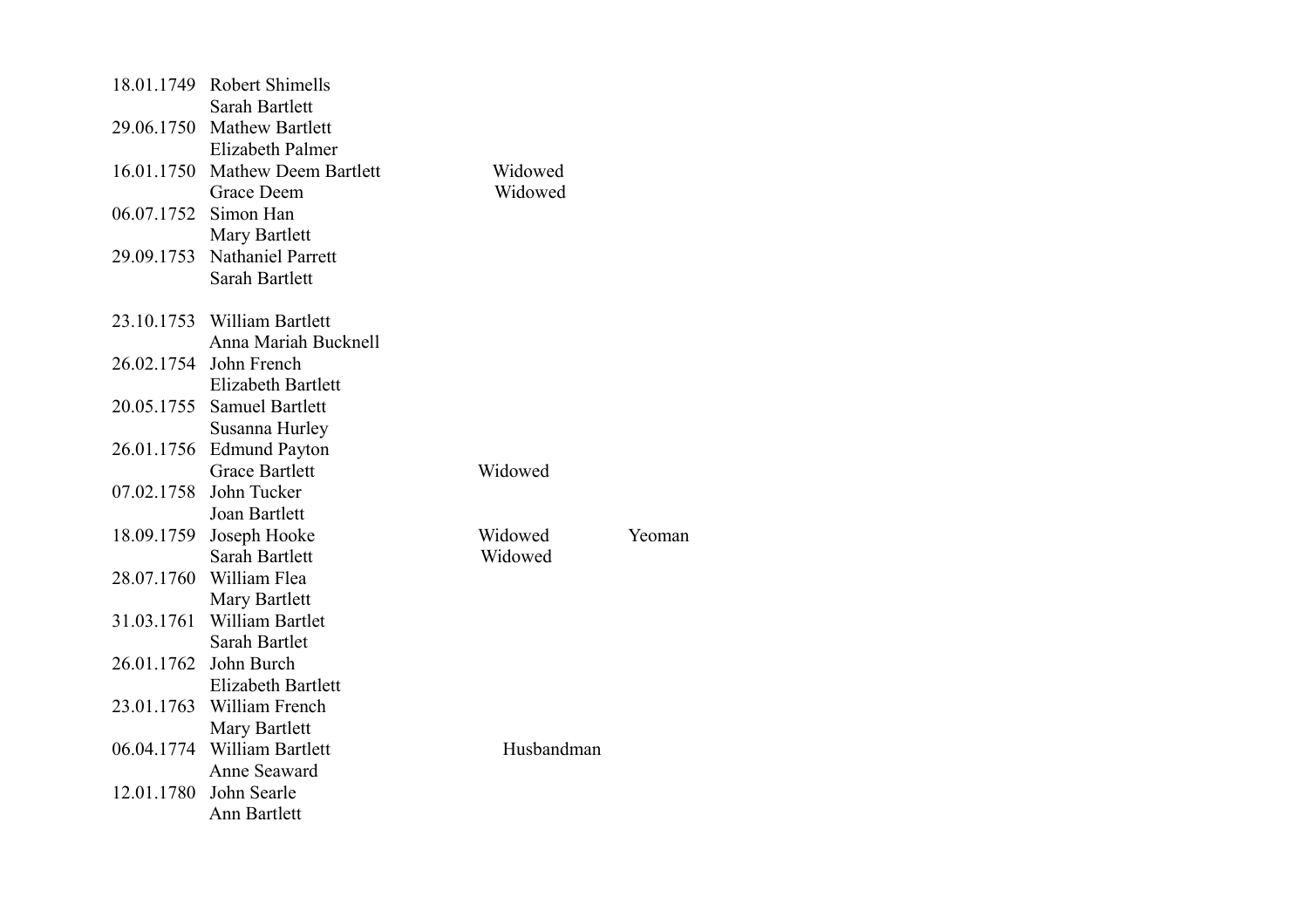| | | | |
|---|---|---|---|
| 18.01.1749 | Robert Shimells | | |
| | Sarah Bartlett | | |
| 29.06.1750 | Mathew Bartlett | | |
| | Elizabeth Palmer | | |
| 16.01.1750 | Mathew Deem Bartlett | Widowed | |
| | Grace Deem | Widowed | |
| 06.07.1752 | Simon Han | | |
| | Mary Bartlett | | |
| 29.09.1753 | Nathaniel Parrett | | |
| | Sarah Bartlett | | |
| 23.10.1753 | William Bartlett | | |
| | Anna Mariah Bucknell | | |
| 26.02.1754 | John French | | |
| | Elizabeth Bartlett | | |
| 20.05.1755 | Samuel Bartlett | | |
| | Susanna Hurley | | |
| 26.01.1756 | Edmund Payton | | |
| | Grace Bartlett | Widowed | |
| 07.02.1758 | John Tucker | | |
| | Joan Bartlett | | |
| 18.09.1759 | Joseph Hooke | Widowed | Yeoman |
| | Sarah Bartlett | Widowed | |
| 28.07.1760 | William Flea | | |
| | Mary Bartlett | | |
| 31.03.1761 | William Bartlet | | |
| | Sarah Bartlet | | |
| 26.01.1762 | John Burch | | |
| | Elizabeth Bartlett | | |
| 23.01.1763 | William French | | |
| | Mary Bartlett | | |
| 06.04.1774 | William Bartlett | Husbandman | |
| | Anne Seaward | | |
| 12.01.1780 | John Searle | | |
| | Ann Bartlett | | |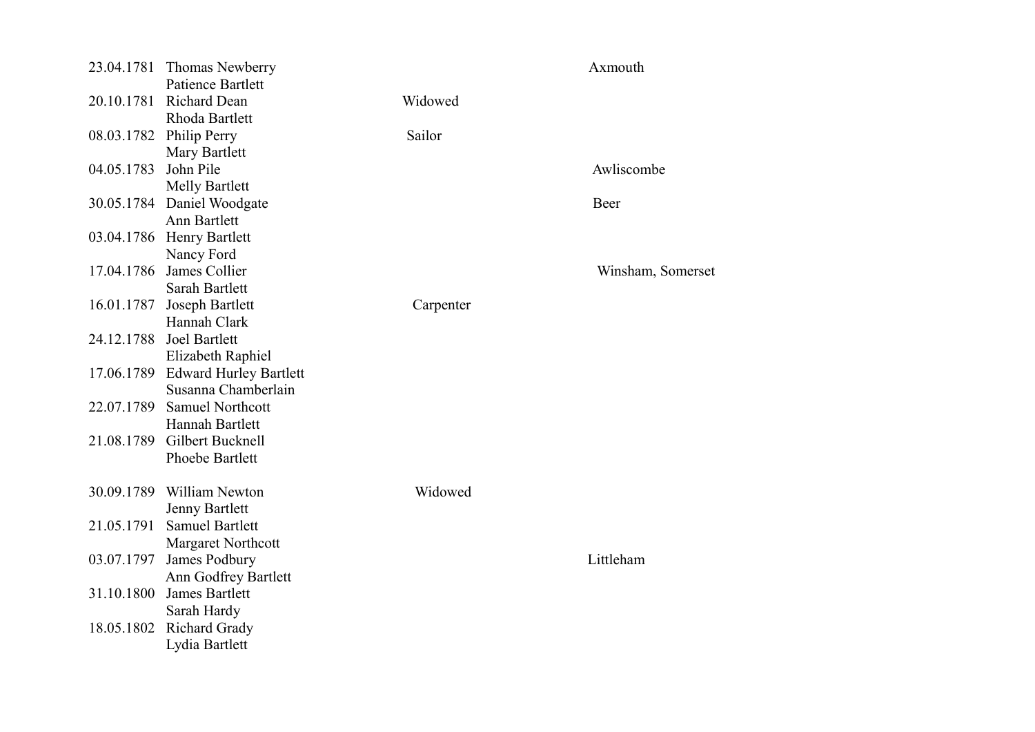| | | | |
|---|---|---|---|
| 23.04.1781 | Thomas Newberry | | Axmouth |
| | Patience Bartlett | | |
| 20.10.1781 | Richard Dean | Widowed | |
| | Rhoda Bartlett | | |
| 08.03.1782 | Philip Perry | Sailor | |
| | Mary Bartlett | | |
| 04.05.1783 | John Pile | | Awliscombe |
| | Melly Bartlett | | |
| 30.05.1784 | Daniel Woodgate | | Beer |
| | Ann Bartlett | | |
| 03.04.1786 | Henry Bartlett | | |
| | Nancy Ford | | |
| 17.04.1786 | James Collier | | Winsham, Somerset |
| | Sarah Bartlett | | |
| 16.01.1787 | Joseph Bartlett | Carpenter | |
| | Hannah Clark | | |
| 24.12.1788 | Joel Bartlett | | |
| | Elizabeth Raphiel | | |
| 17.06.1789 | Edward Hurley Bartlett | | |
| | Susanna Chamberlain | | |
| 22.07.1789 | Samuel Northcott | | |
| | Hannah Bartlett | | |
| 21.08.1789 | Gilbert Bucknell | | |
| | Phoebe Bartlett | | |
| 30.09.1789 | William Newton | Widowed | |
| | Jenny Bartlett | | |
| 21.05.1791 | Samuel Bartlett | | |
| | Margaret Northcott | | |
| 03.07.1797 | James Podbury | | Littleham |
| | Ann Godfrey Bartlett | | |
| 31.10.1800 | James Bartlett | | |
| | Sarah Hardy | | |
| 18.05.1802 | Richard Grady | | |
| | Lydia Bartlett | | |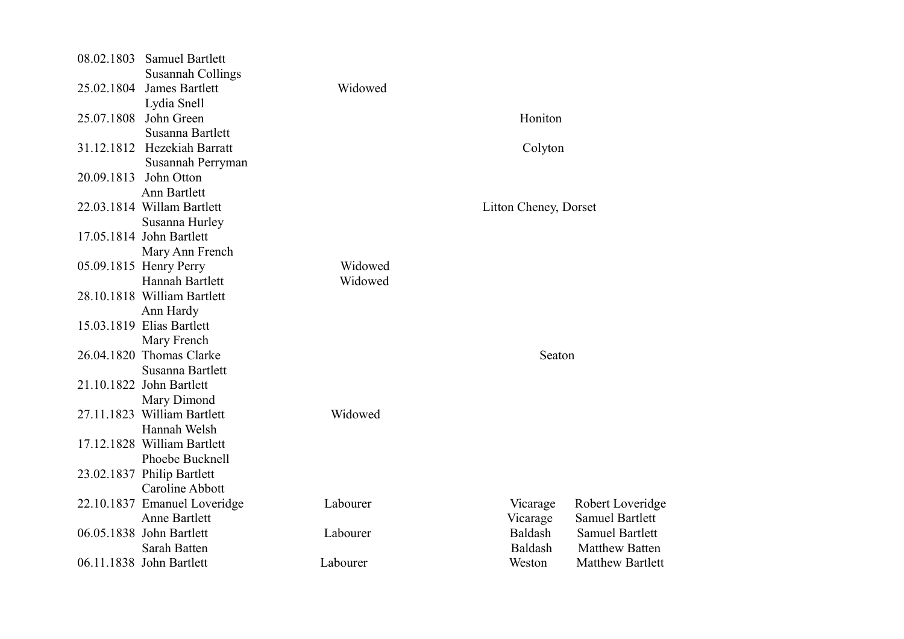| Date | Name | Status/Occupation | Residence | Father |
|---|---|---|---|---|
| 08.02.1803 | Samuel Bartlett | | | |
| | Susannah Collings | | | |
| 25.02.1804 | James Bartlett | Widowed | | |
| | Lydia Snell | | | |
| 25.07.1808 | John Green | | Honiton | |
| | Susanna Bartlett | | | |
| 31.12.1812 | Hezekiah Barratt | | Colyton | |
| | Susannah Perryman | | | |
| 20.09.1813 | John Otton | | | |
| | Ann Bartlett | | | |
| 22.03.1814 | Willam Bartlett | | Litton Cheney, Dorset | |
| | Susanna Hurley | | | |
| 17.05.1814 | John Bartlett | | | |
| | Mary Ann French | | | |
| 05.09.1815 | Henry Perry | Widowed | | |
| | Hannah Bartlett | Widowed | | |
| 28.10.1818 | William Bartlett | | | |
| | Ann Hardy | | | |
| 15.03.1819 | Elias Bartlett | | | |
| | Mary French | | | |
| 26.04.1820 | Thomas Clarke | | Seaton | |
| | Susanna Bartlett | | | |
| 21.10.1822 | John Bartlett | | | |
| | Mary Dimond | | | |
| 27.11.1823 | William Bartlett | Widowed | | |
| | Hannah Welsh | | | |
| 17.12.1828 | William Bartlett | | | |
| | Phoebe Bucknell | | | |
| 23.02.1837 | Philip Bartlett | | | |
| | Caroline Abbott | | | |
| 22.10.1837 | Emanuel Loveridge | Labourer | Vicarage | Robert Loveridge |
| | Anne Bartlett | | Vicarage | Samuel Bartlett |
| 06.05.1838 | John Bartlett | Labourer | Baldash | Samuel Bartlett |
| | Sarah Batten | | Baldash | Matthew Batten |
| 06.11.1838 | John Bartlett | Labourer | Weston | Matthew Bartlett |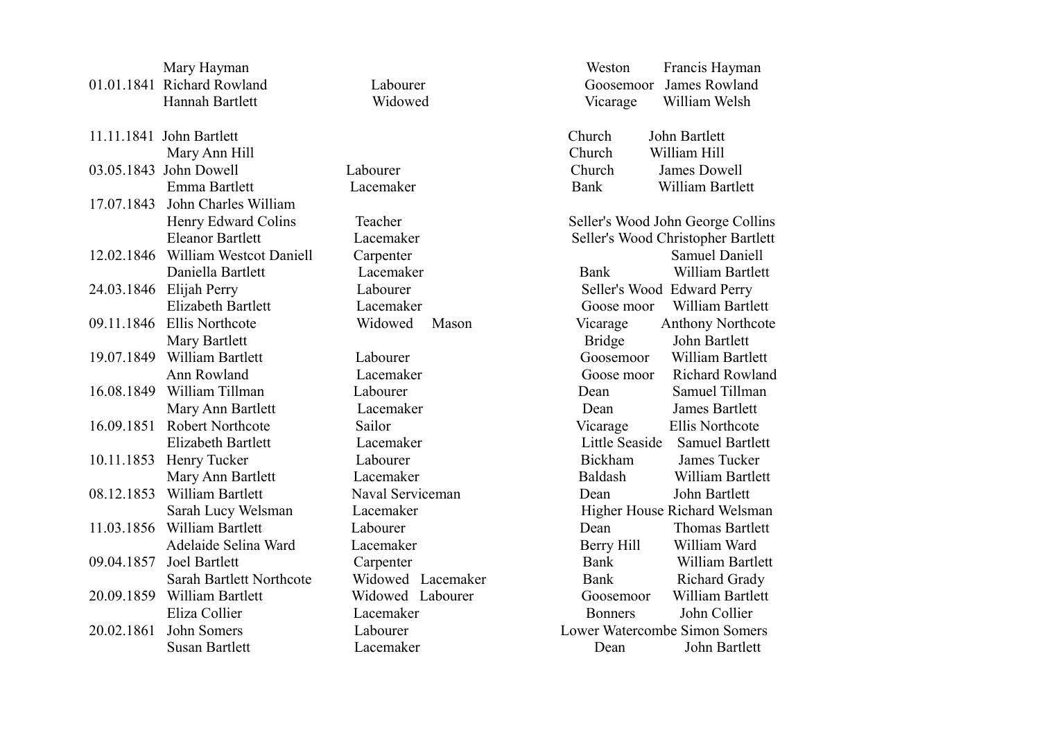| | | | | |
|---|---|---|---|---|
| | Mary Hayman | | Weston | Francis Hayman |
| 01.01.1841 | Richard Rowland | Labourer | Goosemoor | James Rowland |
| | Hannah Bartlett | Widowed | Vicarage | William Welsh |
| | | | | |
| 11.11.1841 | John Bartlett | | Church | John Bartlett |
| | Mary Ann Hill | | Church | William Hill |
| 03.05.1843 | John Dowell | Labourer | Church | James Dowell |
| | Emma Bartlett | Lacemaker | Bank | William Bartlett |
| 17.07.1843 | John Charles William | | | |
| | Henry Edward Colins | Teacher | Seller's Wood | John George Collins |
| | Eleanor Bartlett | Lacemaker | Seller's Wood | Christopher Bartlett |
| 12.02.1846 | William Westcot Daniell | Carpenter | | Samuel Daniell |
| | Daniella Bartlett | Lacemaker | Bank | William Bartlett |
| 24.03.1846 | Elijah Perry | Labourer | Seller's Wood | Edward Perry |
| | Elizabeth Bartlett | Lacemaker | Goose moor | William Bartlett |
| 09.11.1846 | Ellis Northcote | Widowed Mason | Vicarage | Anthony Northcote |
| | Mary Bartlett | | Bridge | John Bartlett |
| 19.07.1849 | William Bartlett | Labourer | Goosemoor | William Bartlett |
| | Ann Rowland | Lacemaker | Goose moor | Richard Rowland |
| 16.08.1849 | William Tillman | Labourer | Dean | Samuel Tillman |
| | Mary Ann Bartlett | Lacemaker | Dean | James Bartlett |
| 16.09.1851 | Robert Northcote | Sailor | Vicarage | Ellis Northcote |
| | Elizabeth Bartlett | Lacemaker | Little Seaside | Samuel Bartlett |
| 10.11.1853 | Henry Tucker | Labourer | Bickham | James Tucker |
| | Mary Ann Bartlett | Lacemaker | Baldash | William Bartlett |
| 08.12.1853 | William Bartlett | Naval Serviceman | Dean | John Bartlett |
| | Sarah Lucy Welsman | Lacemaker | Higher House | Richard Welsman |
| 11.03.1856 | William Bartlett | Labourer | Dean | Thomas Bartlett |
| | Adelaide Selina Ward | Lacemaker | Berry Hill | William Ward |
| 09.04.1857 | Joel Bartlett | Carpenter | Bank | William Bartlett |
| | Sarah Bartlett Northcote | Widowed Lacemaker | Bank | Richard Grady |
| 20.09.1859 | William Bartlett | Widowed Labourer | Goosemoor | William Bartlett |
| | Eliza Collier | Lacemaker | Bonners | John Collier |
| 20.02.1861 | John Somers | Labourer | Lower Watercombe | Simon Somers |
| | Susan Bartlett | Lacemaker | Dean | John Bartlett |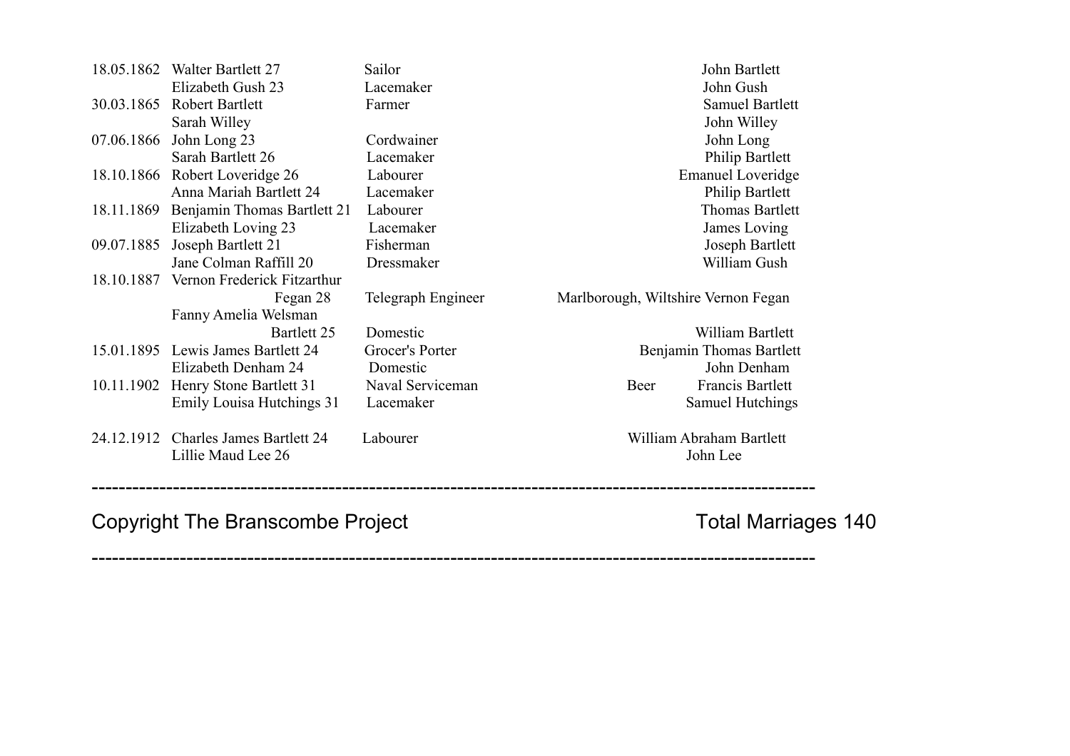| | | | | |
|---|---|---|---|---|
| 18.05.1862 | Walter Bartlett 27 | Sailor | | John Bartlett |
| | Elizabeth Gush 23 | Lacemaker | | John Gush |
| 30.03.1865 | Robert Bartlett | Farmer | | Samuel Bartlett |
| | Sarah Willey | | | John Willey |
| 07.06.1866 | John Long 23 | Cordwainer | | John Long |
| | Sarah Bartlett 26 | Lacemaker | | Philip Bartlett |
| 18.10.1866 | Robert Loveridge 26 | Labourer | | Emanuel Loveridge |
| | Anna Mariah Bartlett 24 | Lacemaker | | Philip Bartlett |
| 18.11.1869 | Benjamin Thomas Bartlett 21 | Labourer | | Thomas Bartlett |
| | Elizabeth Loving 23 | Lacemaker | | James Loving |
| 09.07.1885 | Joseph Bartlett 21 | Fisherman | | Joseph Bartlett |
| | Jane Colman Raffill 20 | Dressmaker | | William Gush |
| 18.10.1887 | Vernon Frederick Fitzarthur Fegan 28 | Telegraph Engineer | Marlborough, Wiltshire | Vernon Fegan |
| | Fanny Amelia Welsman Bartlett 25 | Domestic | | William Bartlett |
| 15.01.1895 | Lewis James Bartlett 24 | Grocer's Porter | | Benjamin Thomas Bartlett |
| | Elizabeth Denham 24 | Domestic | | John Denham |
| 10.11.1902 | Henry Stone Bartlett 31 | Naval Serviceman | Beer | Francis Bartlett |
| | Emily Louisa Hutchings 31 | Lacemaker | | Samuel Hutchings |
| 24.12.1912 | Charles James Bartlett 24 | Labourer | | William Abraham Bartlett |
| | Lillie Maud Lee 26 | | | John Lee |

---

Copyright The Branscombe Project — Total Marriages 140

---